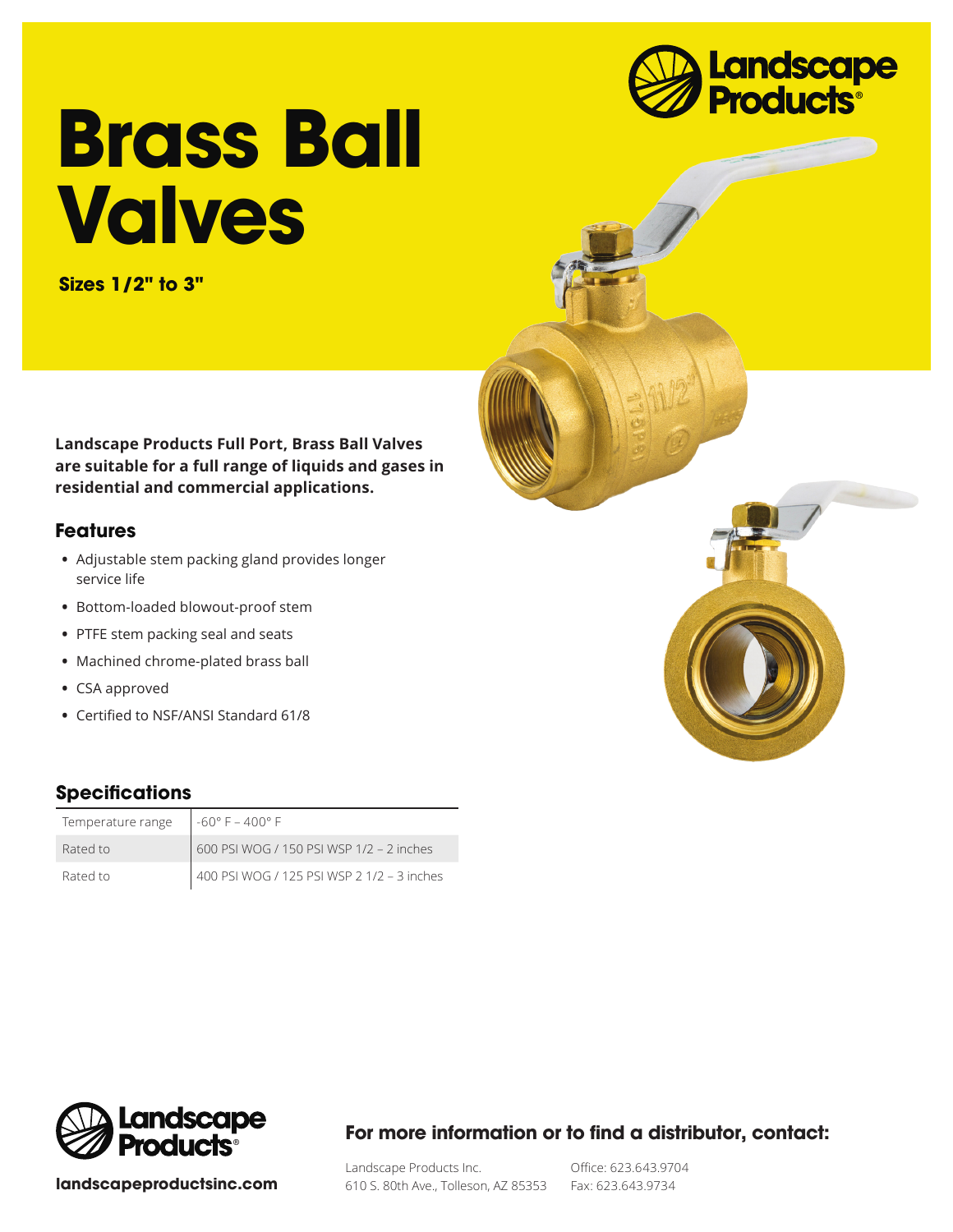# Brass Ball Valves

**Sizes 1/2" to 3"**

**Landscape Products Full Port, Brass Ball Valves are suitable for a full range of liquids and gases in residential and commercial applications.**

## Features

- Adjustable stem packing gland provides longer service life
- Bottom-loaded blowout-proof stem
- PTFE stem packing seal and seats
- Machined chrome-plated brass ball
- CSA approved
- Certified to NSF/ANSI Standard 61/8

## Specifications

| | |
|---|---|
| Temperature range | -60° F – 400° F |
| Rated to | 600 PSI WOG / 150 PSI WSP 1/2 – 2 inches |
| Rated to | 400 PSI WOG / 125 PSI WSP 2 1/2 – 3 inches |

**landscapeproductsinc.com**

### For more information or to find a distributor, contact:

Landscape Products Inc.
610 S. 80th Ave., Tolleson, AZ 85353

Office: 623.643.9704
Fax: 623.643.9734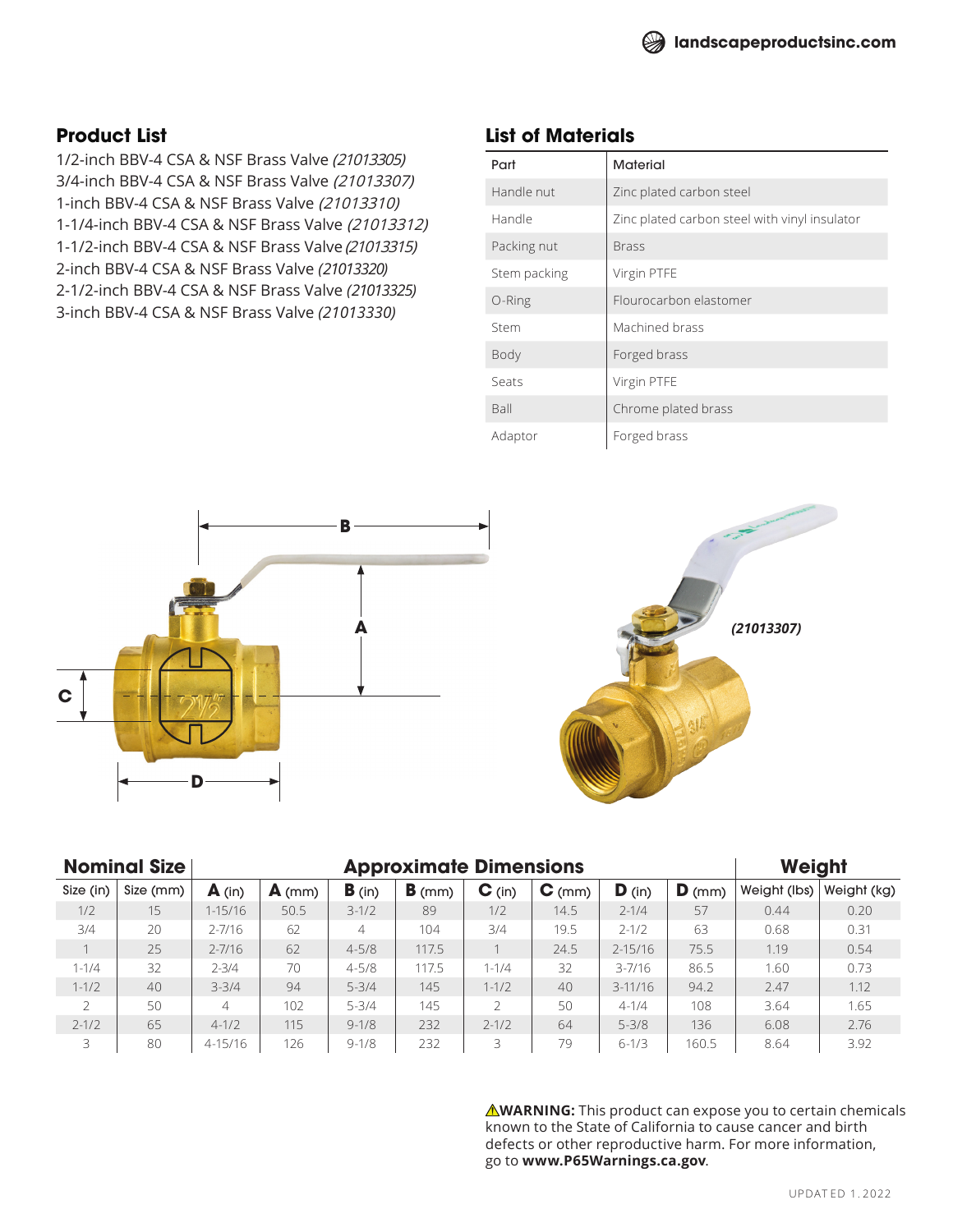## Product List

1/2-inch BBV-4 CSA & NSF Brass Valve *(21013305)*
3/4-inch BBV-4 CSA & NSF Brass Valve *(21013307)*
1-inch BBV-4 CSA & NSF Brass Valve *(21013310)*
1-1/4-inch BBV-4 CSA & NSF Brass Valve *(21013312)*
1-1/2-inch BBV-4 CSA & NSF Brass Valve *(21013315)*
2-inch BBV-4 CSA & NSF Brass Valve *(21013320)*
2-1/2-inch BBV-4 CSA & NSF Brass Valve *(21013325)*
3-inch BBV-4 CSA & NSF Brass Valve *(21013330)*

## List of Materials

| Part | Material |
|---|---|
| Handle nut | Zinc plated carbon steel |
| Handle | Zinc plated carbon steel with vinyl insulator |
| Packing nut | Brass |
| Stem packing | Virgin PTFE |
| O-Ring | Flourocarbon elastomer |
| Stem | Machined brass |
| Body | Forged brass |
| Seats | Virgin PTFE |
| Ball | Chrome plated brass |
| Adaptor | Forged brass |

B
A
C
D
2½

*(21013307)*

| Nominal Size | | Approximate Dimensions | | | | | | | | Weight | |
|---|---|---|---|---|---|---|---|---|---|---|---|
| Size (in) | Size (mm) | **A** (in) | **A** (mm) | **B** (in) | **B** (mm) | **C** (in) | **C** (mm) | **D** (in) | **D** (mm) | Weight (lbs) | Weight (kg) |
| 1/2 | 15 | 1-15/16 | 50.5 | 3-1/2 | 89 | 1/2 | 14.5 | 2-1/4 | 57 | 0.44 | 0.20 |
| 3/4 | 20 | 2-7/16 | 62 | 4 | 104 | 3/4 | 19.5 | 2-1/2 | 63 | 0.68 | 0.31 |
| 1 | 25 | 2-7/16 | 62 | 4-5/8 | 117.5 | 1 | 24.5 | 2-15/16 | 75.5 | 1.19 | 0.54 |
| 1-1/4 | 32 | 2-3/4 | 70 | 4-5/8 | 117.5 | 1-1/4 | 32 | 3-7/16 | 86.5 | 1.60 | 0.73 |
| 1-1/2 | 40 | 3-3/4 | 94 | 5-3/4 | 145 | 1-1/2 | 40 | 3-11/16 | 94.2 | 2.47 | 1.12 |
| 2 | 50 | 4 | 102 | 5-3/4 | 145 | 2 | 50 | 4-1/4 | 108 | 3.64 | 1.65 |
| 2-1/2 | 65 | 4-1/2 | 115 | 9-1/8 | 232 | 2-1/2 | 64 | 5-3/8 | 136 | 6.08 | 2.76 |
| 3 | 80 | 4-15/16 | 126 | 9-1/8 | 232 | 3 | 79 | 6-1/3 | 160.5 | 8.64 | 3.92 |

⚠**WARNING:** This product can expose you to certain chemicals known to the State of California to cause cancer and birth defects or other reproductive harm. For more information, go to **www.P65Warnings.ca.gov**.

UPDATED 1.2022